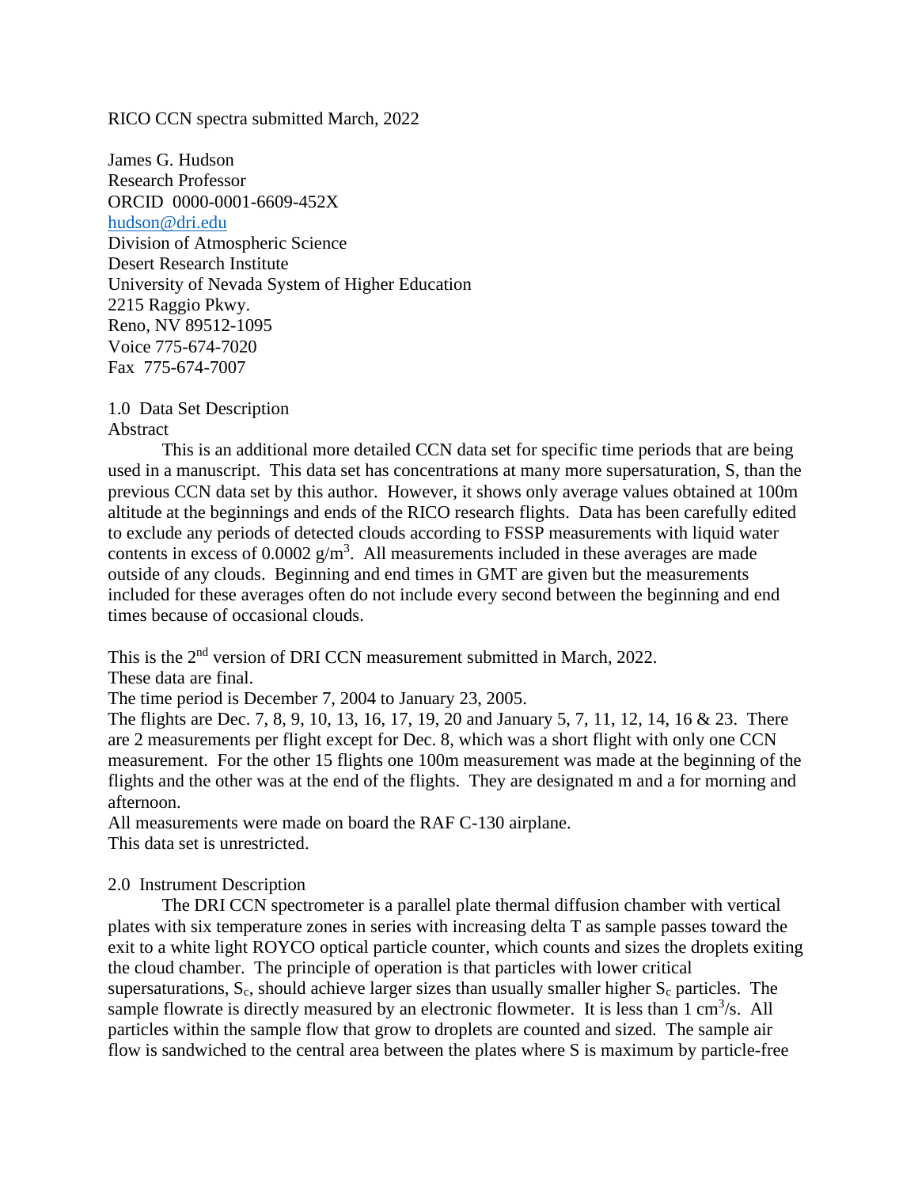RICO CCN spectra submitted March, 2022

James G. Hudson
Research Professor
ORCID 0000-0001-6609-452X
hudson@dri.edu
Division of Atmospheric Science
Desert Research Institute
University of Nevada System of Higher Education
2215 Raggio Pkwy.
Reno, NV 89512-1095
Voice 775-674-7020
Fax 775-674-7007

## 1.0 Data Set Description

### Abstract

This is an additional more detailed CCN data set for specific time periods that are being used in a manuscript. This data set has concentrations at many more supersaturation, S, than the previous CCN data set by this author. However, it shows only average values obtained at 100m altitude at the beginnings and ends of the RICO research flights. Data has been carefully edited to exclude any periods of detected clouds according to FSSP measurements with liquid water contents in excess of 0.0002 $g/m^3$. All measurements included in these averages are made outside of any clouds. Beginning and end times in GMT are given but the measurements included for these averages often do not include every second between the beginning and end times because of occasional clouds.

This is the 2nd version of DRI CCN measurement submitted in March, 2022.
These data are final.
The time period is December 7, 2004 to January 23, 2005.
The flights are Dec. 7, 8, 9, 10, 13, 16, 17, 19, 20 and January 5, 7, 11, 12, 14, 16 & 23. There are 2 measurements per flight except for Dec. 8, which was a short flight with only one CCN measurement. For the other 15 flights one 100m measurement was made at the beginning of the flights and the other was at the end of the flights. They are designated m and a for morning and afternoon.
All measurements were made on board the RAF C-130 airplane.
This data set is unrestricted.

## 2.0 Instrument Description

The DRI CCN spectrometer is a parallel plate thermal diffusion chamber with vertical plates with six temperature zones in series with increasing delta T as sample passes toward the exit to a white light ROYCO optical particle counter, which counts and sizes the droplets exiting the cloud chamber. The principle of operation is that particles with lower critical supersaturations, $S_c$, should achieve larger sizes than usually smaller higher $S_c$ particles. The sample flowrate is directly measured by an electronic flowmeter. It is less than 1 $cm^3/s$. All particles within the sample flow that grow to droplets are counted and sized. The sample air flow is sandwiched to the central area between the plates where S is maximum by particle-free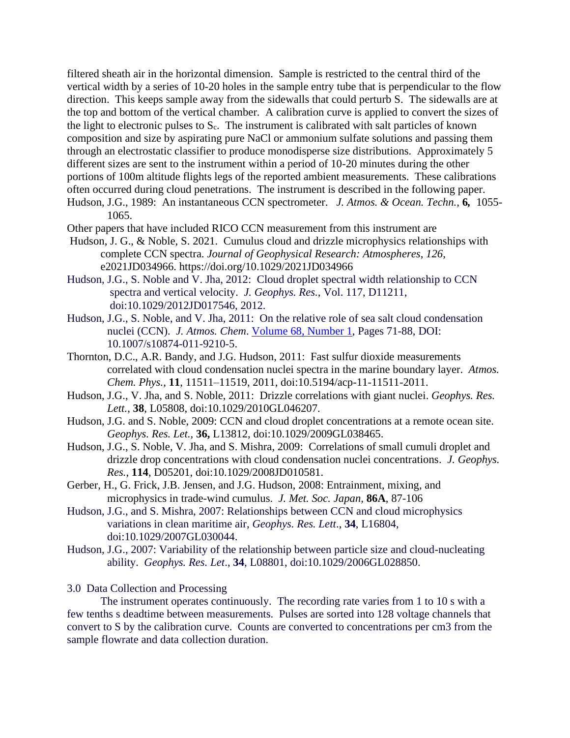filtered sheath air in the horizontal dimension. Sample is restricted to the central third of the vertical width by a series of 10-20 holes in the sample entry tube that is perpendicular to the flow direction. This keeps sample away from the sidewalls that could perturb S. The sidewalls are at the top and bottom of the vertical chamber. A calibration curve is applied to convert the sizes of the light to electronic pulses to $S_c$. The instrument is calibrated with salt particles of known composition and size by aspirating pure NaCl or ammonium sulfate solutions and passing them through an electrostatic classifier to produce monodisperse size distributions. Approximately 5 different sizes are sent to the instrument within a period of 10-20 minutes during the other portions of 100m altitude flights legs of the reported ambient measurements. These calibrations often occurred during cloud penetrations. The instrument is described in the following paper.

Hudson, J.G., 1989: An instantaneous CCN spectrometer. *J. Atmos. & Ocean. Techn.*, **6,** 1055-1065.

Other papers that have included RICO CCN measurement from this instrument are

Hudson, J. G., & Noble, S. 2021. Cumulus cloud and drizzle microphysics relationships with complete CCN spectra. *Journal of Geophysical Research: Atmospheres*, *126*, e2021JD034966. https://doi.org/10.1029/2021JD034966

Hudson, J.G., S. Noble and V. Jha, 2012: Cloud droplet spectral width relationship to CCN spectra and vertical velocity. *J. Geophys. Res.*, Vol. 117, D11211, doi:10.1029/2012JD017546, 2012.

Hudson, J.G., S. Noble, and V. Jha, 2011: On the relative role of sea salt cloud condensation nuclei (CCN). *J. Atmos. Chem*. Volume 68, Number 1, Pages 71-88, DOI: 10.1007/s10874-011-9210-5.

Thornton, D.C., A.R. Bandy, and J.G. Hudson, 2011: Fast sulfur dioxide measurements correlated with cloud condensation nuclei spectra in the marine boundary layer. *Atmos. Chem. Phys.*, **11**, 11511–11519, 2011, doi:10.5194/acp-11-11511-2011.

Hudson, J.G., V. Jha, and S. Noble, 2011: Drizzle correlations with giant nuclei. *Geophys. Res. Lett.*, **38**, L05808, doi:10.1029/2010GL046207.

Hudson, J.G. and S. Noble, 2009: CCN and cloud droplet concentrations at a remote ocean site. *Geophys. Res. Let.*, **36,** L13812, doi:10.1029/2009GL038465.

Hudson, J.G., S. Noble, V. Jha, and S. Mishra, 2009: Correlations of small cumuli droplet and drizzle drop concentrations with cloud condensation nuclei concentrations. *J. Geophys. Res.*, **114**, D05201, doi:10.1029/2008JD010581.

Gerber, H., G. Frick, J.B. Jensen, and J.G. Hudson, 2008: Entrainment, mixing, and microphysics in trade-wind cumulus. *J. Met. Soc. Japan*, **86A**, 87-106

Hudson, J.G., and S. Mishra, 2007: Relationships between CCN and cloud microphysics variations in clean maritime air, *Geophys. Res. Lett*., **34**, L16804, doi:10.1029/2007GL030044.

Hudson, J.G., 2007: Variability of the relationship between particle size and cloud-nucleating ability. *Geophys. Res. Let*., **34**, L08801, doi:10.1029/2006GL028850.

## 3.0 Data Collection and Processing

The instrument operates continuously. The recording rate varies from 1 to 10 s with a few tenths s deadtime between measurements. Pulses are sorted into 128 voltage channels that convert to S by the calibration curve. Counts are converted to concentrations per cm3 from the sample flowrate and data collection duration.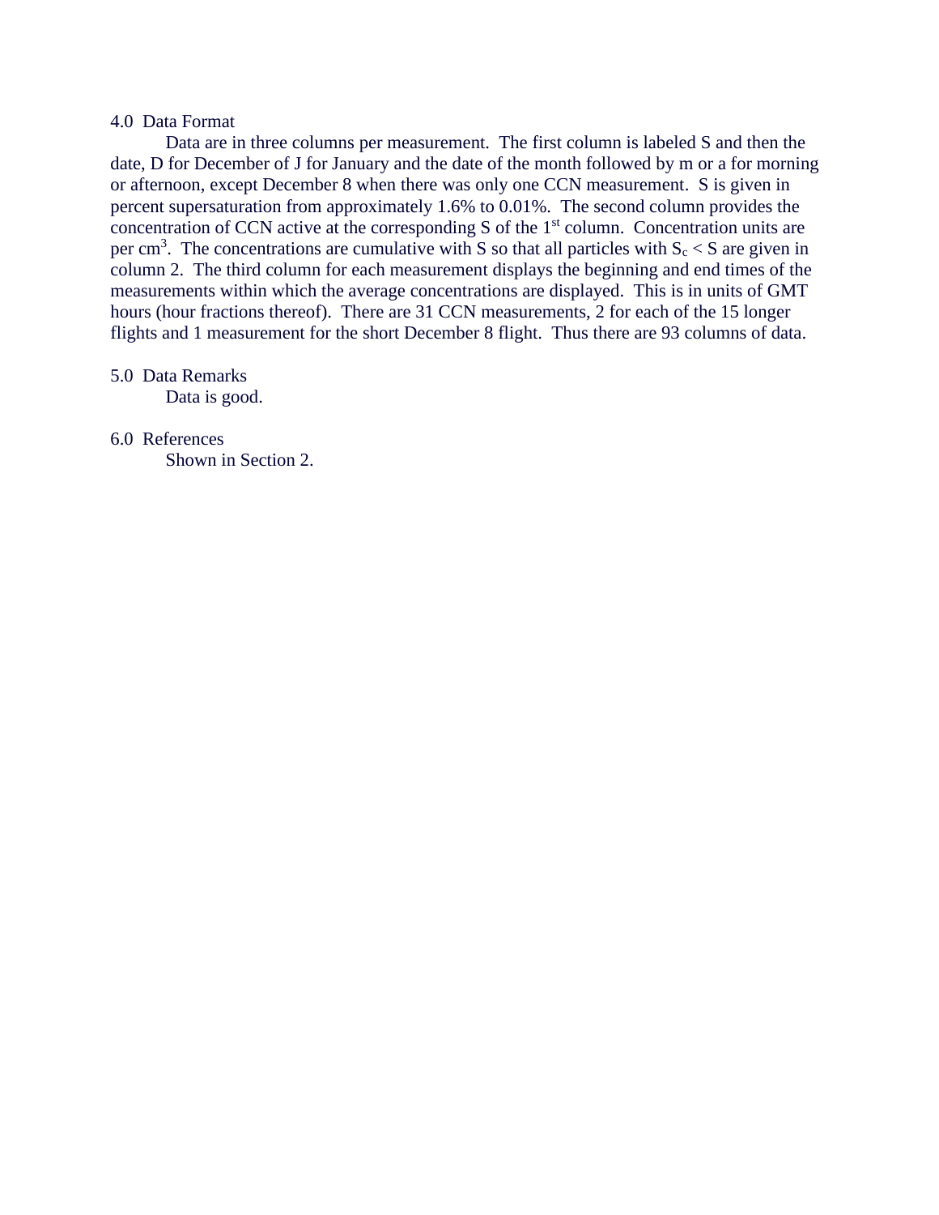## 4.0 Data Format

Data are in three columns per measurement. The first column is labeled S and then the date, D for December of J for January and the date of the month followed by m or a for morning or afternoon, except December 8 when there was only one CCN measurement. S is given in percent supersaturation from approximately 1.6% to 0.01%. The second column provides the concentration of CCN active at the corresponding S of the 1st column. Concentration units are per $cm^3$. The concentrations are cumulative with S so that all particles with $S_c < S$ are given in column 2. The third column for each measurement displays the beginning and end times of the measurements within which the average concentrations are displayed. This is in units of GMT hours (hour fractions thereof). There are 31 CCN measurements, 2 for each of the 15 longer flights and 1 measurement for the short December 8 flight. Thus there are 93 columns of data.

## 5.0 Data Remarks

Data is good.

## 6.0 References

Shown in Section 2.